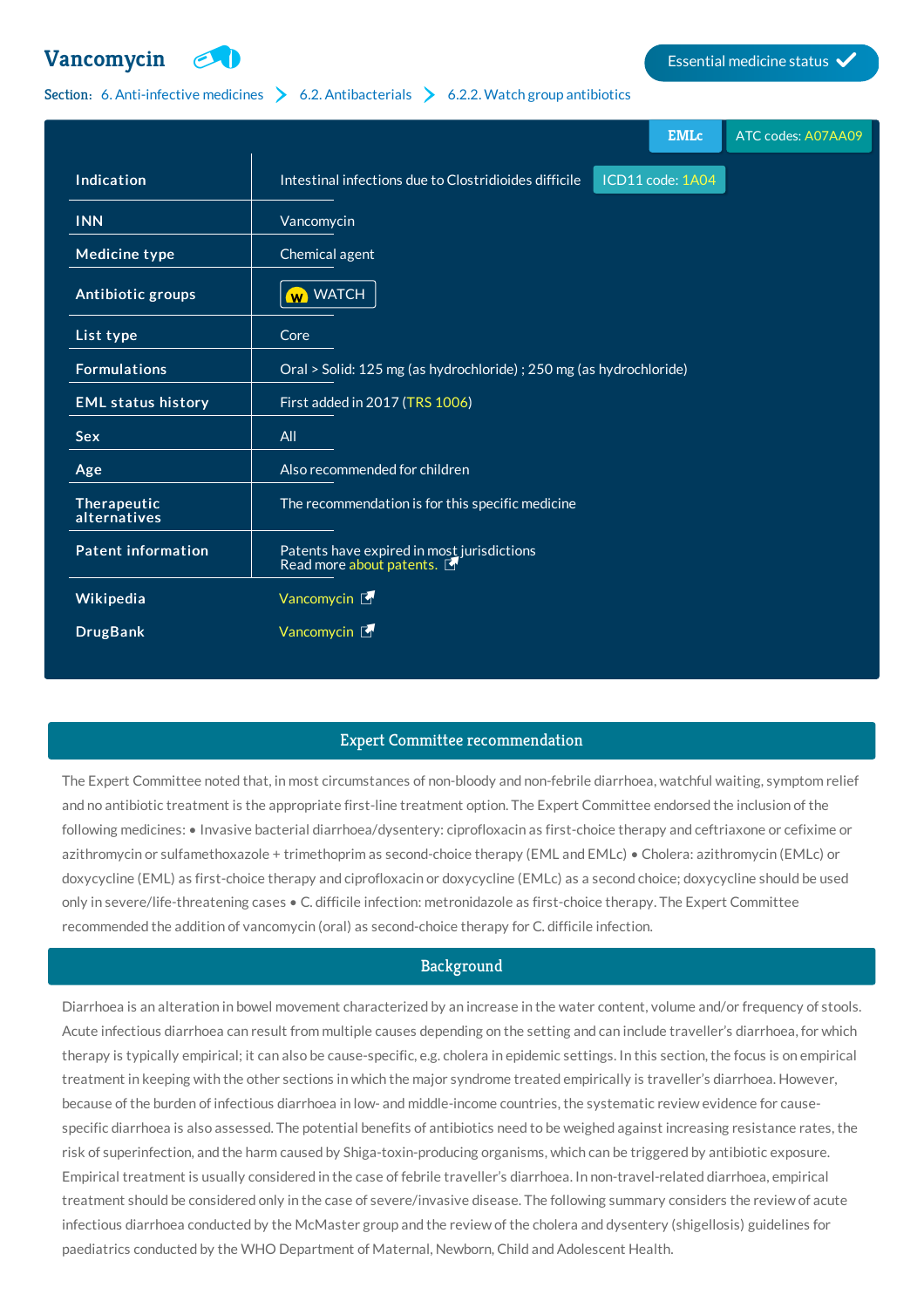# Vancomycin

Essential medicine status ✓

**Section:** 6. Anti-infective medicines > 6.2. Antibacterials > 6.2.2. Watch group antibiotics

EMLc | ATC codes: A07AA09

| | |
|---|---|
| **Indication** | Intestinal infections due to Clostridioides difficile — ICD11 code: 1A04 |
| **INN** | Vancomycin |
| **Medicine type** | Chemical agent |
| **Antibiotic groups** | WATCH |
| **List type** | Core |
| **Formulations** | Oral > Solid: 125 mg (as hydrochloride) ; 250 mg (as hydrochloride) |
| **EML status history** | First added in 2017 (TRS 1006) |
| **Sex** | All |
| **Age** | Also recommended for children |
| **Therapeutic alternatives** | The recommendation is for this specific medicine |
| **Patent information** | Patents have expired in most jurisdictions<br>Read more about patents. |
| **Wikipedia** | Vancomycin |
| **DrugBank** | Vancomycin |

## Expert Committee recommendation

The Expert Committee noted that, in most circumstances of non-bloody and non-febrile diarrhoea, watchful waiting, symptom relief and no antibiotic treatment is the appropriate first-line treatment option. The Expert Committee endorsed the inclusion of the following medicines: • Invasive bacterial diarrhoea/dysentery: ciprofloxacin as first-choice therapy and ceftriaxone or cefixime or azithromycin or sulfamethoxazole + trimethoprim as second-choice therapy (EML and EMLc) • Cholera: azithromycin (EMLc) or doxycycline (EML) as first-choice therapy and ciprofloxacin or doxycycline (EMLc) as a second choice; doxycycline should be used only in severe/life-threatening cases • C. difficile infection: metronidazole as first-choice therapy. The Expert Committee recommended the addition of vancomycin (oral) as second-choice therapy for C. difficile infection.

## Background

Diarrhoea is an alteration in bowel movement characterized by an increase in the water content, volume and/or frequency of stools. Acute infectious diarrhoea can result from multiple causes depending on the setting and can include traveller's diarrhoea, for which therapy is typically empirical; it can also be cause-specific, e.g. cholera in epidemic settings. In this section, the focus is on empirical treatment in keeping with the other sections in which the major syndrome treated empirically is traveller's diarrhoea. However, because of the burden of infectious diarrhoea in low- and middle-income countries, the systematic review evidence for cause-specific diarrhoea is also assessed. The potential benefits of antibiotics need to be weighed against increasing resistance rates, the risk of superinfection, and the harm caused by Shiga-toxin-producing organisms, which can be triggered by antibiotic exposure. Empirical treatment is usually considered in the case of febrile traveller's diarrhoea. In non-travel-related diarrhoea, empirical treatment should be considered only in the case of severe/invasive disease. The following summary considers the review of acute infectious diarrhoea conducted by the McMaster group and the review of the cholera and dysentery (shigellosis) guidelines for paediatrics conducted by the WHO Department of Maternal, Newborn, Child and Adolescent Health.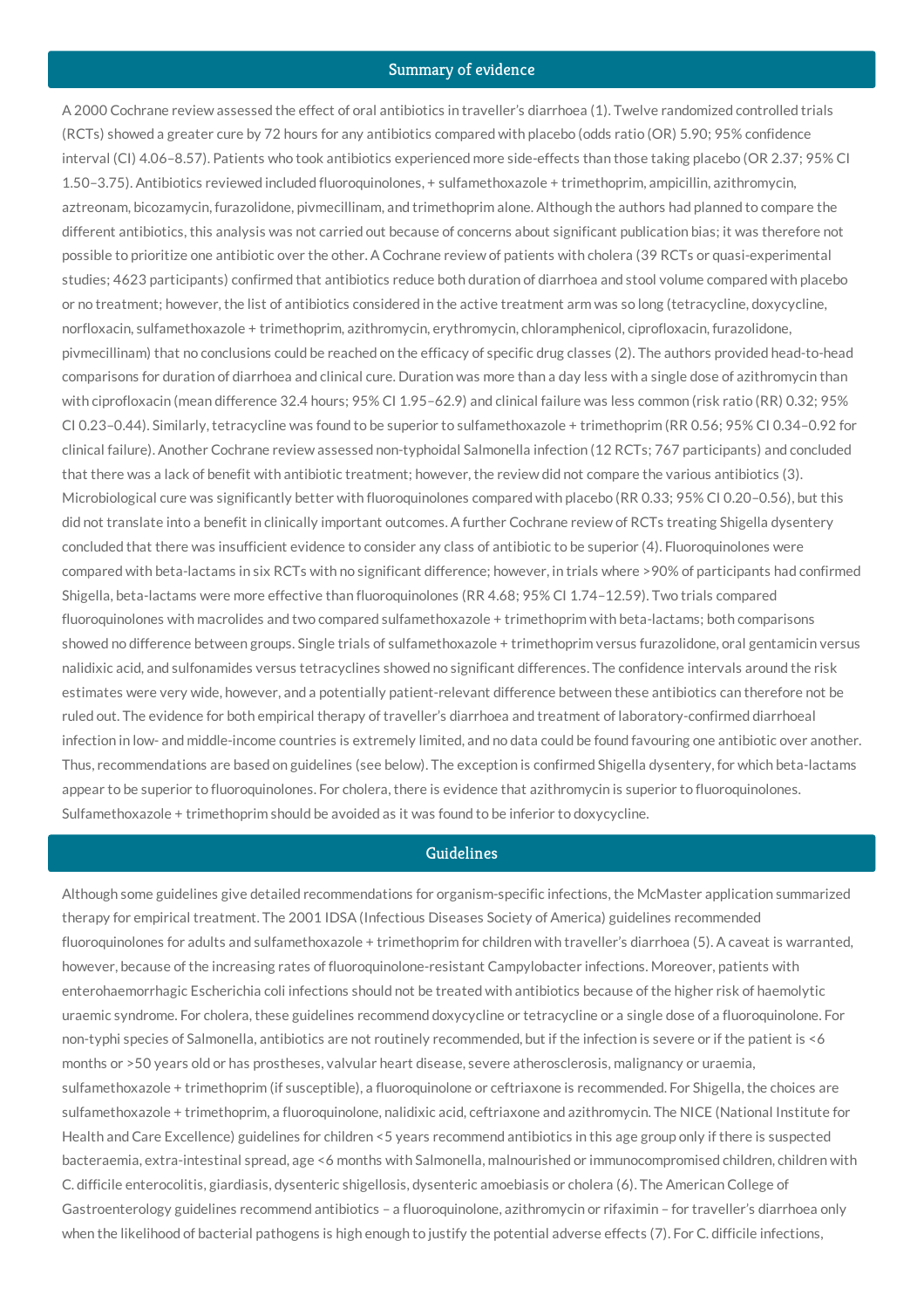## Summary of evidence

A 2000 Cochrane review assessed the effect of oral antibiotics in traveller's diarrhoea (1). Twelve randomized controlled trials (RCTs) showed a greater cure by 72 hours for any antibiotics compared with placebo (odds ratio (OR) 5.90; 95% confidence interval (CI) 4.06–8.57). Patients who took antibiotics experienced more side-effects than those taking placebo (OR 2.37; 95% CI 1.50–3.75). Antibiotics reviewed included fluoroquinolones, + sulfamethoxazole + trimethoprim, ampicillin, azithromycin, aztreonam, bicozamycin, furazolidone, pivmecillinam, and trimethoprim alone. Although the authors had planned to compare the different antibiotics, this analysis was not carried out because of concerns about significant publication bias; it was therefore not possible to prioritize one antibiotic over the other. A Cochrane review of patients with cholera (39 RCTs or quasi-experimental studies; 4623 participants) confirmed that antibiotics reduce both duration of diarrhoea and stool volume compared with placebo or no treatment; however, the list of antibiotics considered in the active treatment arm was so long (tetracycline, doxycycline, norfloxacin, sulfamethoxazole + trimethoprim, azithromycin, erythromycin, chloramphenicol, ciprofloxacin, furazolidone, pivmecillinam) that no conclusions could be reached on the efficacy of specific drug classes (2). The authors provided head-to-head comparisons for duration of diarrhoea and clinical cure. Duration was more than a day less with a single dose of azithromycin than with ciprofloxacin (mean difference 32.4 hours; 95% CI 1.95–62.9) and clinical failure was less common (risk ratio (RR) 0.32; 95% CI 0.23–0.44). Similarly, tetracycline was found to be superior to sulfamethoxazole + trimethoprim (RR 0.56; 95% CI 0.34–0.92 for clinical failure). Another Cochrane review assessed non-typhoidal Salmonella infection (12 RCTs; 767 participants) and concluded that there was a lack of benefit with antibiotic treatment; however, the review did not compare the various antibiotics (3). Microbiological cure was significantly better with fluoroquinolones compared with placebo (RR 0.33; 95% CI 0.20–0.56), but this did not translate into a benefit in clinically important outcomes. A further Cochrane review of RCTs treating Shigella dysentery concluded that there was insufficient evidence to consider any class of antibiotic to be superior (4). Fluoroquinolones were compared with beta-lactams in six RCTs with no significant difference; however, in trials where >90% of participants had confirmed Shigella, beta-lactams were more effective than fluoroquinolones (RR 4.68; 95% CI 1.74–12.59). Two trials compared fluoroquinolones with macrolides and two compared sulfamethoxazole + trimethoprim with beta-lactams; both comparisons showed no difference between groups. Single trials of sulfamethoxazole + trimethoprim versus furazolidone, oral gentamicin versus nalidixic acid, and sulfonamides versus tetracyclines showed no significant differences. The confidence intervals around the risk estimates were very wide, however, and a potentially patient-relevant difference between these antibiotics can therefore not be ruled out. The evidence for both empirical therapy of traveller's diarrhoea and treatment of laboratory-confirmed diarrhoeal infection in low- and middle-income countries is extremely limited, and no data could be found favouring one antibiotic over another. Thus, recommendations are based on guidelines (see below). The exception is confirmed Shigella dysentery, for which beta-lactams appear to be superior to fluoroquinolones. For cholera, there is evidence that azithromycin is superior to fluoroquinolones. Sulfamethoxazole + trimethoprim should be avoided as it was found to be inferior to doxycycline.

## Guidelines

Although some guidelines give detailed recommendations for organism-specific infections, the McMaster application summarized therapy for empirical treatment. The 2001 IDSA (Infectious Diseases Society of America) guidelines recommended fluoroquinolones for adults and sulfamethoxazole + trimethoprim for children with traveller's diarrhoea (5). A caveat is warranted, however, because of the increasing rates of fluoroquinolone-resistant Campylobacter infections. Moreover, patients with enterohaemorrhagic Escherichia coli infections should not be treated with antibiotics because of the higher risk of haemolytic uraemic syndrome. For cholera, these guidelines recommend doxycycline or tetracycline or a single dose of a fluoroquinolone. For non-typhi species of Salmonella, antibiotics are not routinely recommended, but if the infection is severe or if the patient is <6 months or >50 years old or has prostheses, valvular heart disease, severe atherosclerosis, malignancy or uraemia, sulfamethoxazole + trimethoprim (if susceptible), a fluoroquinolone or ceftriaxone is recommended. For Shigella, the choices are sulfamethoxazole + trimethoprim, a fluoroquinolone, nalidixic acid, ceftriaxone and azithromycin. The NICE (National Institute for Health and Care Excellence) guidelines for children <5 years recommend antibiotics in this age group only if there is suspected bacteraemia, extra-intestinal spread, age <6 months with Salmonella, malnourished or immunocompromised children, children with C. difficile enterocolitis, giardiasis, dysenteric shigellosis, dysenteric amoebiasis or cholera (6). The American College of Gastroenterology guidelines recommend antibiotics – a fluoroquinolone, azithromycin or rifaximin – for traveller's diarrhoea only when the likelihood of bacterial pathogens is high enough to justify the potential adverse effects (7). For C. difficile infections,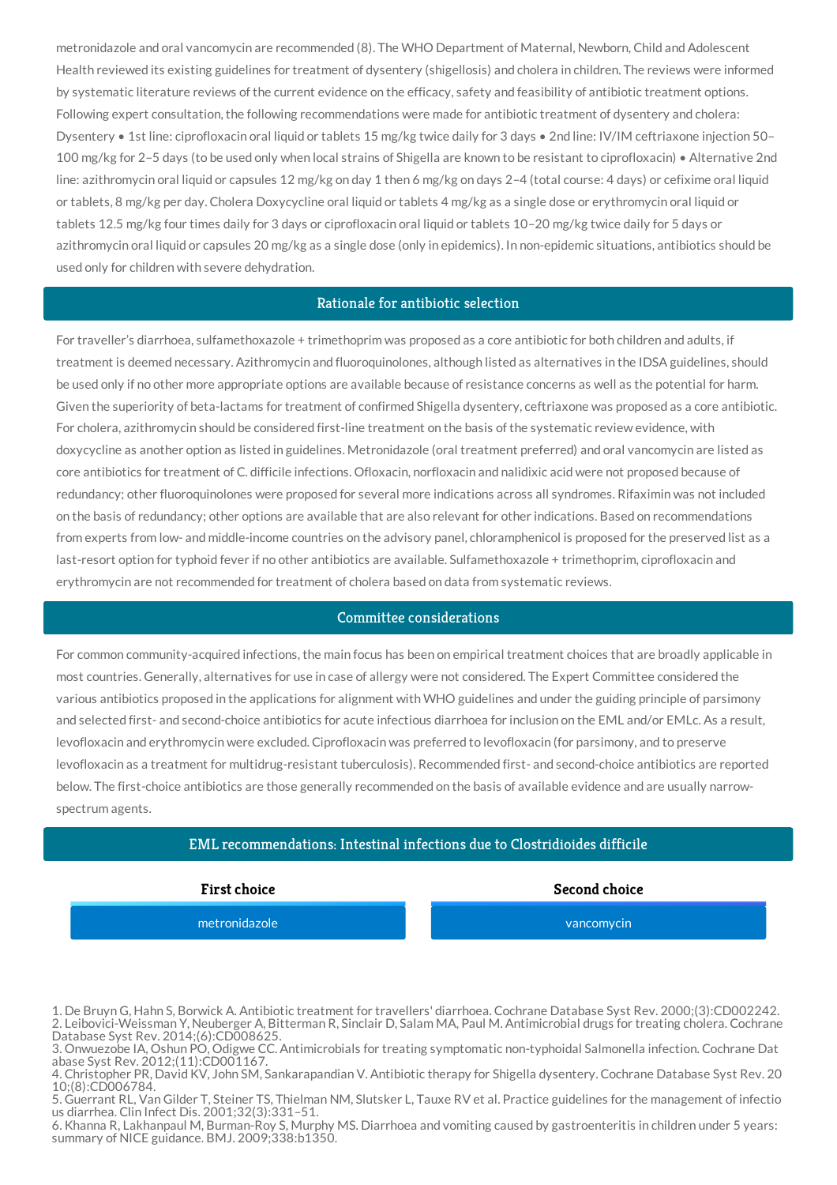metronidazole and oral vancomycin are recommended (8). The WHO Department of Maternal, Newborn, Child and Adolescent Health reviewed its existing guidelines for treatment of dysentery (shigellosis) and cholera in children. The reviews were informed by systematic literature reviews of the current evidence on the efficacy, safety and feasibility of antibiotic treatment options. Following expert consultation, the following recommendations were made for antibiotic treatment of dysentery and cholera: Dysentery • 1st line: ciprofloxacin oral liquid or tablets 15 mg/kg twice daily for 3 days • 2nd line: IV/IM ceftriaxone injection 50–100 mg/kg for 2–5 days (to be used only when local strains of Shigella are known to be resistant to ciprofloxacin) • Alternative 2nd line: azithromycin oral liquid or capsules 12 mg/kg on day 1 then 6 mg/kg on days 2–4 (total course: 4 days) or cefixime oral liquid or tablets, 8 mg/kg per day. Cholera Doxycycline oral liquid or tablets 4 mg/kg as a single dose or erythromycin oral liquid or tablets 12.5 mg/kg four times daily for 3 days or ciprofloxacin oral liquid or tablets 10–20 mg/kg twice daily for 5 days or azithromycin oral liquid or capsules 20 mg/kg as a single dose (only in epidemics). In non-epidemic situations, antibiotics should be used only for children with severe dehydration.

## Rationale for antibiotic selection

For traveller's diarrhoea, sulfamethoxazole + trimethoprim was proposed as a core antibiotic for both children and adults, if treatment is deemed necessary. Azithromycin and fluoroquinolones, although listed as alternatives in the IDSA guidelines, should be used only if no other more appropriate options are available because of resistance concerns as well as the potential for harm. Given the superiority of beta-lactams for treatment of confirmed Shigella dysentery, ceftriaxone was proposed as a core antibiotic. For cholera, azithromycin should be considered first-line treatment on the basis of the systematic review evidence, with doxycycline as another option as listed in guidelines. Metronidazole (oral treatment preferred) and oral vancomycin are listed as core antibiotics for treatment of C. difficile infections. Ofloxacin, norfloxacin and nalidixic acid were not proposed because of redundancy; other fluoroquinolones were proposed for several more indications across all syndromes. Rifaximin was not included on the basis of redundancy; other options are available that are also relevant for other indications. Based on recommendations from experts from low- and middle-income countries on the advisory panel, chloramphenicol is proposed for the preserved list as a last-resort option for typhoid fever if no other antibiotics are available. Sulfamethoxazole + trimethoprim, ciprofloxacin and erythromycin are not recommended for treatment of cholera based on data from systematic reviews.

## Committee considerations

For common community-acquired infections, the main focus has been on empirical treatment choices that are broadly applicable in most countries. Generally, alternatives for use in case of allergy were not considered. The Expert Committee considered the various antibiotics proposed in the applications for alignment with WHO guidelines and under the guiding principle of parsimony and selected first- and second-choice antibiotics for acute infectious diarrhoea for inclusion on the EML and/or EMLc. As a result, levofloxacin and erythromycin were excluded. Ciprofloxacin was preferred to levofloxacin (for parsimony, and to preserve levofloxacin as a treatment for multidrug-resistant tuberculosis). Recommended first- and second-choice antibiotics are reported below. The first-choice antibiotics are those generally recommended on the basis of available evidence and are usually narrow-spectrum agents.

## EML recommendations: Intestinal infections due to Clostridioides difficile

| First choice | Second choice |
| --- | --- |
| metronidazole | vancomycin |

1. De Bruyn G, Hahn S, Borwick A. Antibiotic treatment for travellers' diarrhoea. Cochrane Database Syst Rev. 2000;(3):CD002242.
2. Leibovici-Weissman Y, Neuberger A, Bitterman R, Sinclair D, Salam MA, Paul M. Antimicrobial drugs for treating cholera. Cochrane Database Syst Rev. 2014;(6):CD008625.
3. Onwuezobe IA, Oshun PO, Odigwe CC. Antimicrobials for treating symptomatic non-typhoidal Salmonella infection. Cochrane Database Syst Rev. 2012;(11):CD001167.
4. Christopher PR, David KV, John SM, Sankarapandian V. Antibiotic therapy for Shigella dysentery. Cochrane Database Syst Rev. 2010;(8):CD006784.
5. Guerrant RL, Van Gilder T, Steiner TS, Thielman NM, Slutsker L, Tauxe RV et al. Practice guidelines for the management of infectious diarrhea. Clin Infect Dis. 2001;32(3):331–51.
6. Khanna R, Lakhanpaul M, Burman-Roy S, Murphy MS. Diarrhoea and vomiting caused by gastroenteritis in children under 5 years: summary of NICE guidance. BMJ. 2009;338:b1350.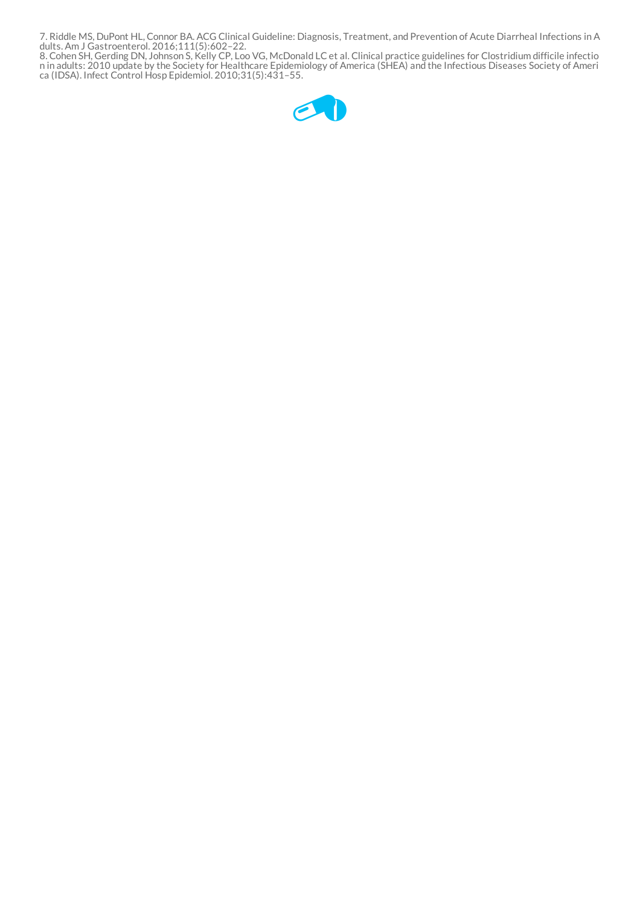7. Riddle MS, DuPont HL, Connor BA. ACG Clinical Guideline: Diagnosis, Treatment, and Prevention of Acute Diarrheal Infections in Adults. Am J Gastroenterol. 2016;111(5):602–22.
8. Cohen SH, Gerding DN, Johnson S, Kelly CP, Loo VG, McDonald LC et al. Clinical practice guidelines for Clostridium difficile infection in adults: 2010 update by the Society for Healthcare Epidemiology of America (SHEA) and the Infectious Diseases Society of America (IDSA). Infect Control Hosp Epidemiol. 2010;31(5):431–55.